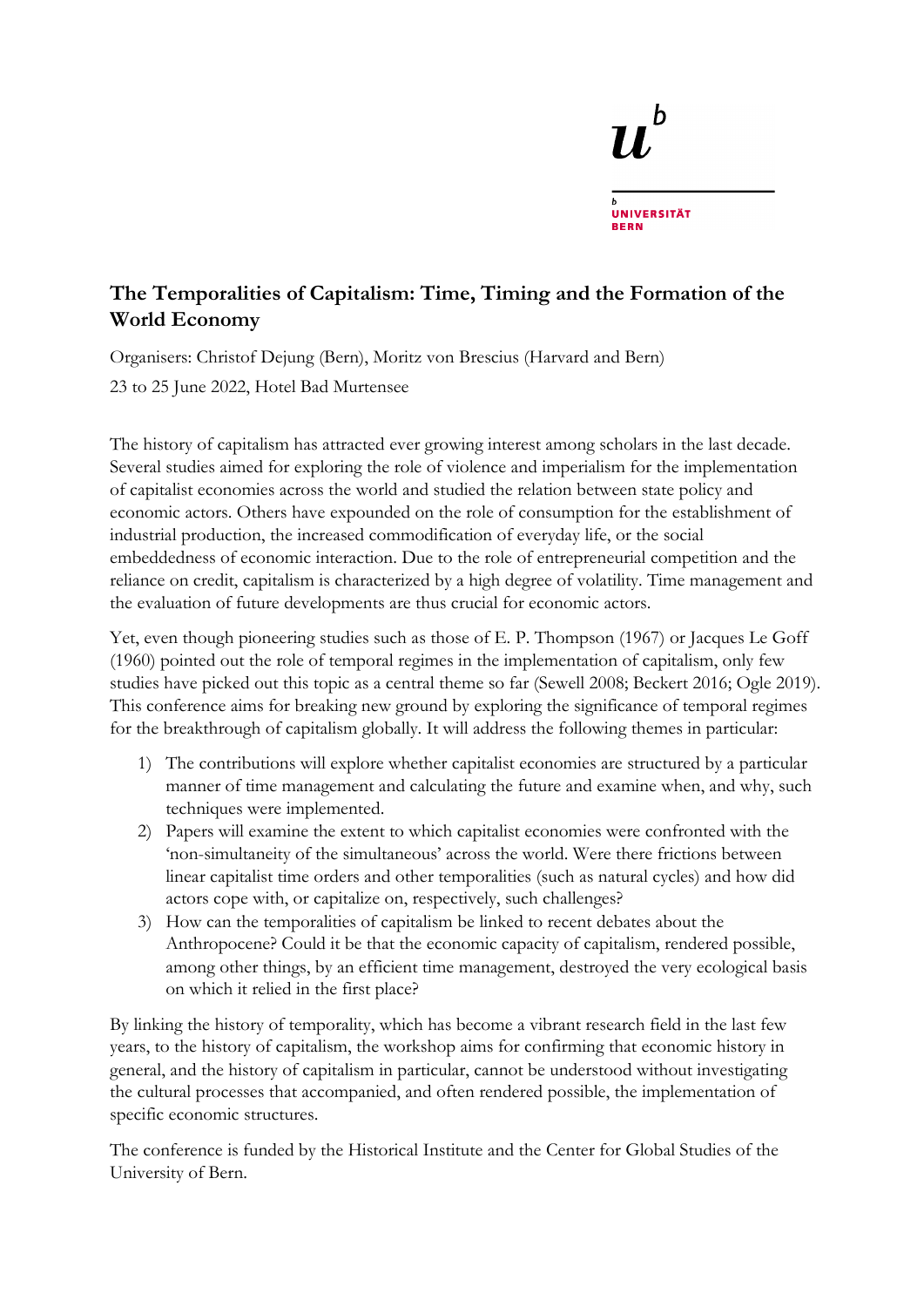# The Temporalities of Capitalism: Time, Timing and the Formation of the World Economy

Organisers: Christof Dejung (Bern), Moritz von Brescius (Harvard and Bern)

23 to 25 June 2022, Hotel Bad Murtensee

The history of capitalism has attracted ever growing interest among scholars in the last decade. Several studies aimed for exploring the role of violence and imperialism for the implementation of capitalist economies across the world and studied the relation between state policy and economic actors. Others have expounded on the role of consumption for the establishment of industrial production, the increased commodification of everyday life, or the social embeddedness of economic interaction. Due to the role of entrepreneurial competition and the reliance on credit, capitalism is characterized by a high degree of volatility. Time management and the evaluation of future developments are thus crucial for economic actors.

Yet, even though pioneering studies such as those of E. P. Thompson (1967) or Jacques Le Goff (1960) pointed out the role of temporal regimes in the implementation of capitalism, only few studies have picked out this topic as a central theme so far (Sewell 2008; Beckert 2016; Ogle 2019). This conference aims for breaking new ground by exploring the significance of temporal regimes for the breakthrough of capitalism globally. It will address the following themes in particular:

1) The contributions will explore whether capitalist economies are structured by a particular manner of time management and calculating the future and examine when, and why, such techniques were implemented.
2) Papers will examine the extent to which capitalist economies were confronted with the 'non-simultaneity of the simultaneous' across the world. Were there frictions between linear capitalist time orders and other temporalities (such as natural cycles) and how did actors cope with, or capitalize on, respectively, such challenges?
3) How can the temporalities of capitalism be linked to recent debates about the Anthropocene? Could it be that the economic capacity of capitalism, rendered possible, among other things, by an efficient time management, destroyed the very ecological basis on which it relied in the first place?

By linking the history of temporality, which has become a vibrant research field in the last few years, to the history of capitalism, the workshop aims for confirming that economic history in general, and the history of capitalism in particular, cannot be understood without investigating the cultural processes that accompanied, and often rendered possible, the implementation of specific economic structures.

The conference is funded by the Historical Institute and the Center for Global Studies of the University of Bern.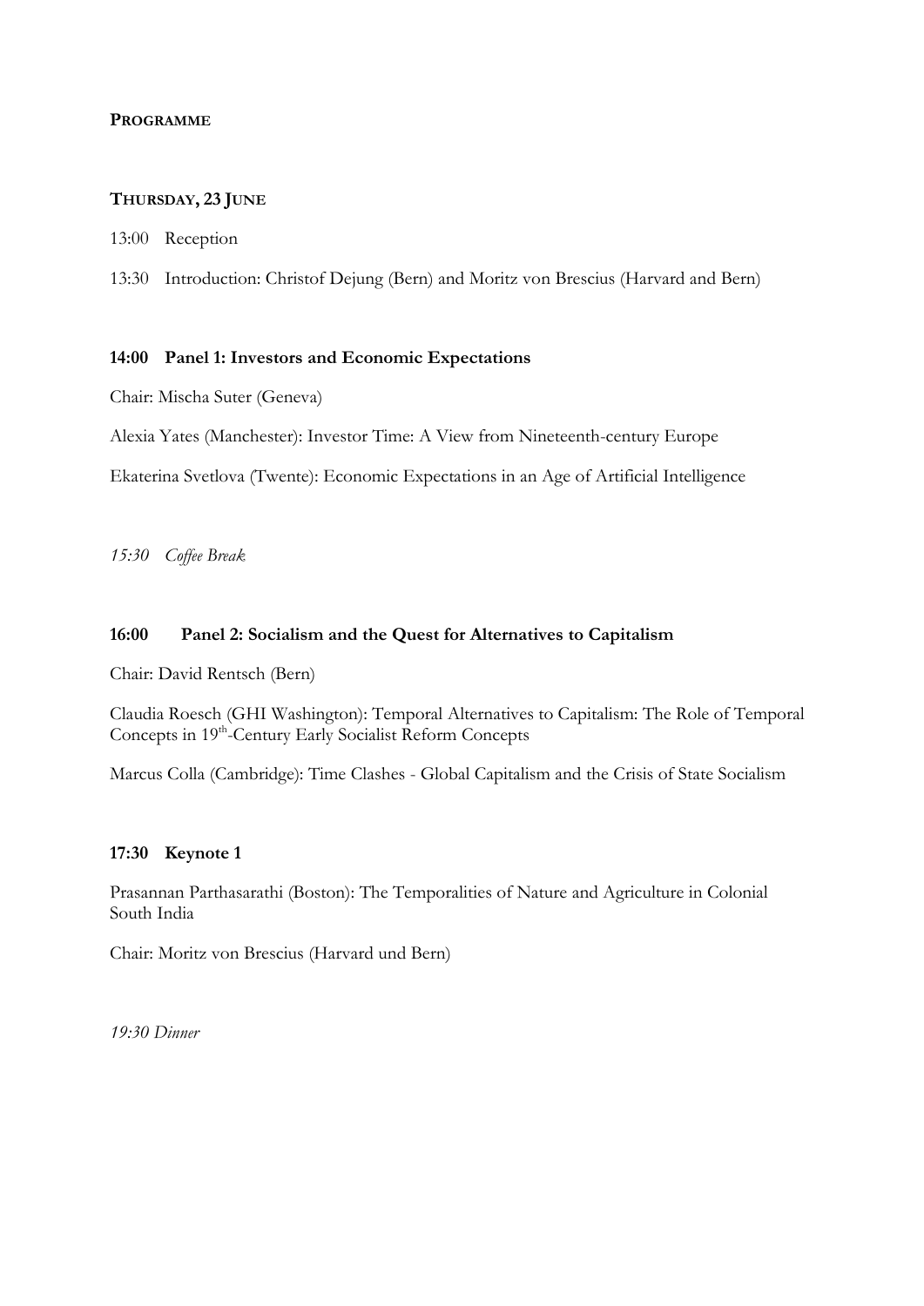**PROGRAMME**

**THURSDAY, 23 JUNE**

13:00 Reception

13:30 Introduction: Christof Dejung (Bern) and Moritz von Brescius (Harvard and Bern)

**14:00 Panel 1: Investors and Economic Expectations**

Chair: Mischa Suter (Geneva)

Alexia Yates (Manchester): Investor Time: A View from Nineteenth-century Europe

Ekaterina Svetlova (Twente): Economic Expectations in an Age of Artificial Intelligence

*15:30 Coffee Break*

**16:00 Panel 2: Socialism and the Quest for Alternatives to Capitalism**

Chair: David Rentsch (Bern)

Claudia Roesch (GHI Washington): Temporal Alternatives to Capitalism: The Role of Temporal Concepts in 19th-Century Early Socialist Reform Concepts

Marcus Colla (Cambridge): Time Clashes - Global Capitalism and the Crisis of State Socialism

**17:30 Keynote 1**

Prasannan Parthasarathi (Boston): The Temporalities of Nature and Agriculture in Colonial South India

Chair: Moritz von Brescius (Harvard und Bern)

*19:30 Dinner*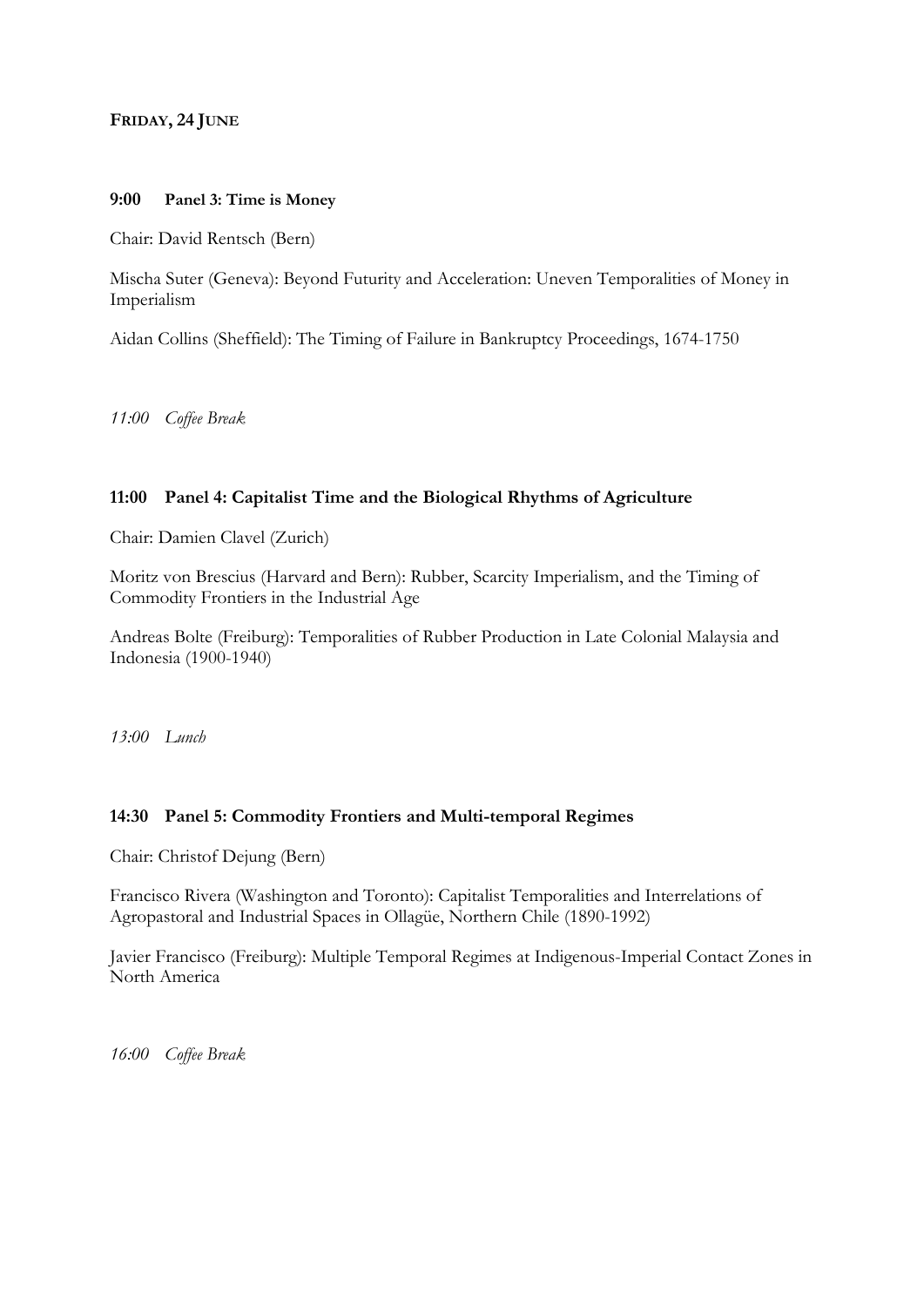## Friday, 24 June

**9:00 Panel 3: Time is Money**

Chair: David Rentsch (Bern)

Mischa Suter (Geneva): Beyond Futurity and Acceleration: Uneven Temporalities of Money in Imperialism

Aidan Collins (Sheffield): The Timing of Failure in Bankruptcy Proceedings, 1674-1750

*11:00 Coffee Break*

**11:00 Panel 4: Capitalist Time and the Biological Rhythms of Agriculture**

Chair: Damien Clavel (Zurich)

Moritz von Brescius (Harvard and Bern): Rubber, Scarcity Imperialism, and the Timing of Commodity Frontiers in the Industrial Age

Andreas Bolte (Freiburg): Temporalities of Rubber Production in Late Colonial Malaysia and Indonesia (1900-1940)

*13:00 Lunch*

**14:30 Panel 5: Commodity Frontiers and Multi-temporal Regimes**

Chair: Christof Dejung (Bern)

Francisco Rivera (Washington and Toronto): Capitalist Temporalities and Interrelations of Agropastoral and Industrial Spaces in Ollagüe, Northern Chile (1890-1992)

Javier Francisco (Freiburg): Multiple Temporal Regimes at Indigenous-Imperial Contact Zones in North America

*16:00 Coffee Break*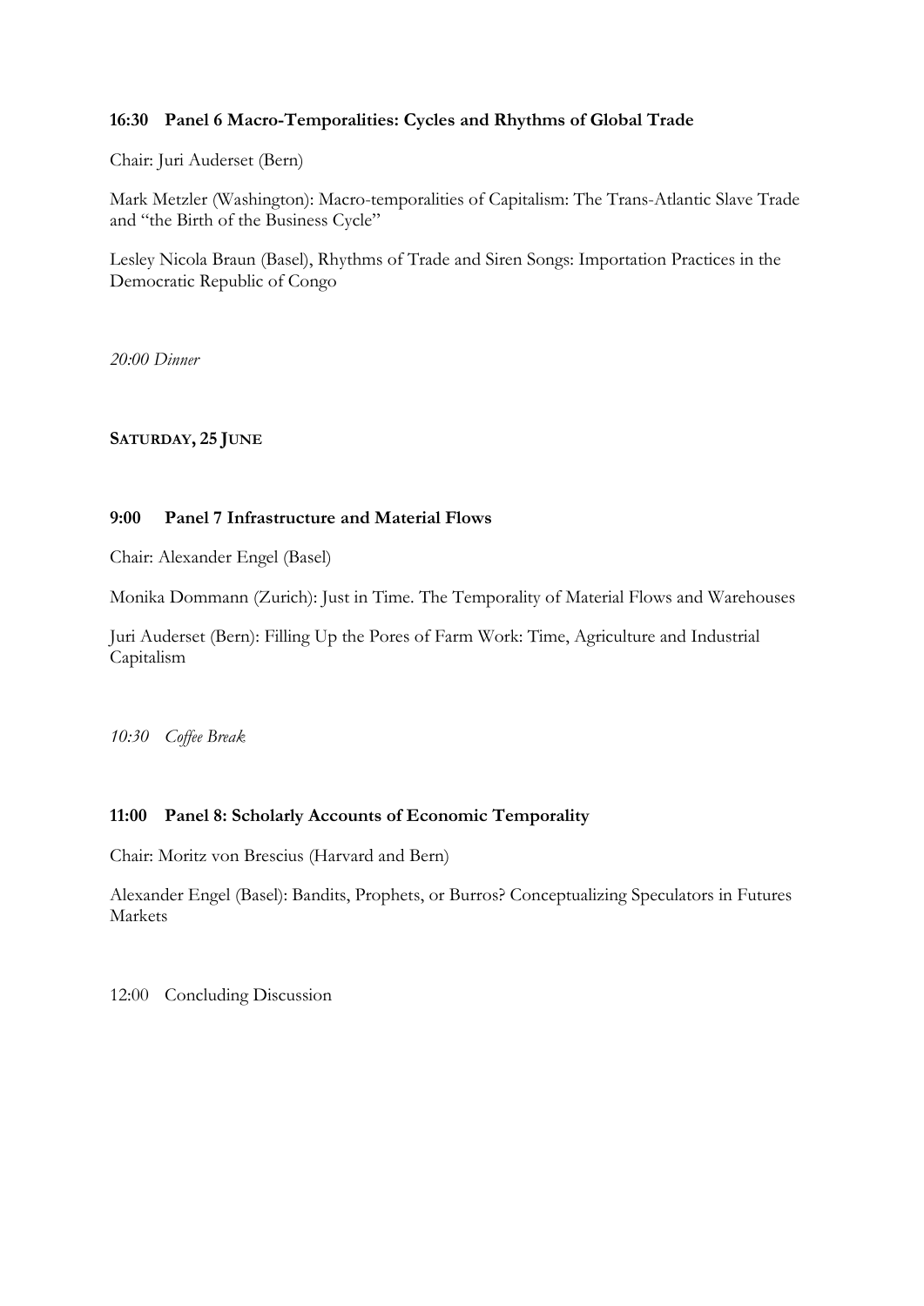**16:30 Panel 6 Macro-Temporalities: Cycles and Rhythms of Global Trade**

Chair: Juri Auderset (Bern)

Mark Metzler (Washington): Macro-temporalities of Capitalism: The Trans-Atlantic Slave Trade and "the Birth of the Business Cycle"

Lesley Nicola Braun (Basel), Rhythms of Trade and Siren Songs: Importation Practices in the Democratic Republic of Congo

*20:00 Dinner*

**SATURDAY, 25 JUNE**

**9:00 Panel 7 Infrastructure and Material Flows**

Chair: Alexander Engel (Basel)

Monika Dommann (Zurich): Just in Time. The Temporality of Material Flows and Warehouses

Juri Auderset (Bern): Filling Up the Pores of Farm Work: Time, Agriculture and Industrial Capitalism

*10:30 Coffee Break*

**11:00 Panel 8: Scholarly Accounts of Economic Temporality**

Chair: Moritz von Brescius (Harvard and Bern)

Alexander Engel (Basel): Bandits, Prophets, or Burros? Conceptualizing Speculators in Futures Markets

12:00 Concluding Discussion